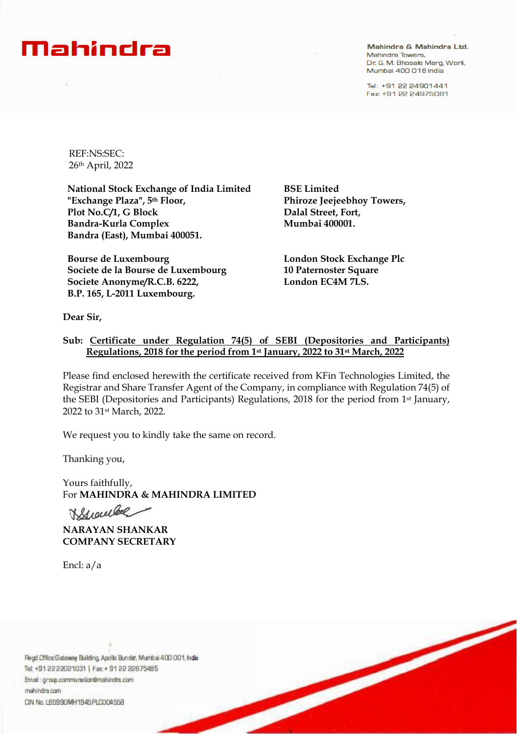Mahindra

**Mahindra & Mahindra Ltd.**
Mahindra Towers,
Dr. G. M. Bhosale Marg, Worli,
Mumbai 400 018 India

Tel: +91 22 24901441
Fax: +91 22 24975081

REF:NS:SEC:
26th April, 2022

**National Stock Exchange of India Limited**
**"Exchange Plaza", 5th Floor,**
**Plot No.C/1, G Block**
**Bandra-Kurla Complex**
**Bandra (East), Mumbai 400051.**

**BSE Limited**
**Phiroze Jeejeebhoy Towers,**
**Dalal Street, Fort,**
**Mumbai 400001.**

**Bourse de Luxembourg**
**Societe de la Bourse de Luxembourg**
**Societe Anonyme/R.C.B. 6222,**
**B.P. 165, L-2011 Luxembourg.**

**London Stock Exchange Plc**
**10 Paternoster Square**
**London EC4M 7LS.**

**Dear Sir,**

**Sub: Certificate under Regulation 74(5) of SEBI (Depositories and Participants) Regulations, 2018 for the period from 1st January, 2022 to 31st March, 2022**

Please find enclosed herewith the certificate received from KFin Technologies Limited, the Registrar and Share Transfer Agent of the Company, in compliance with Regulation 74(5) of the SEBI (Depositories and Participants) Regulations, 2018 for the period from 1st January, 2022 to 31st March, 2022.

We request you to kindly take the same on record.

Thanking you,

Yours faithfully,
For **MAHINDRA & MAHINDRA LIMITED**

**NARAYAN SHANKAR**
**COMPANY SECRETARY**

Encl: a/a

Regd Office Gateway Building, Apollo Bunder, Mumbai 400 001, India
Tel: +91 22 22021031 | Fax: + 91 22 22875485
Email : group.communication@mahindra.com
mahindra.com
CIN No. L65990MH1945PLC004558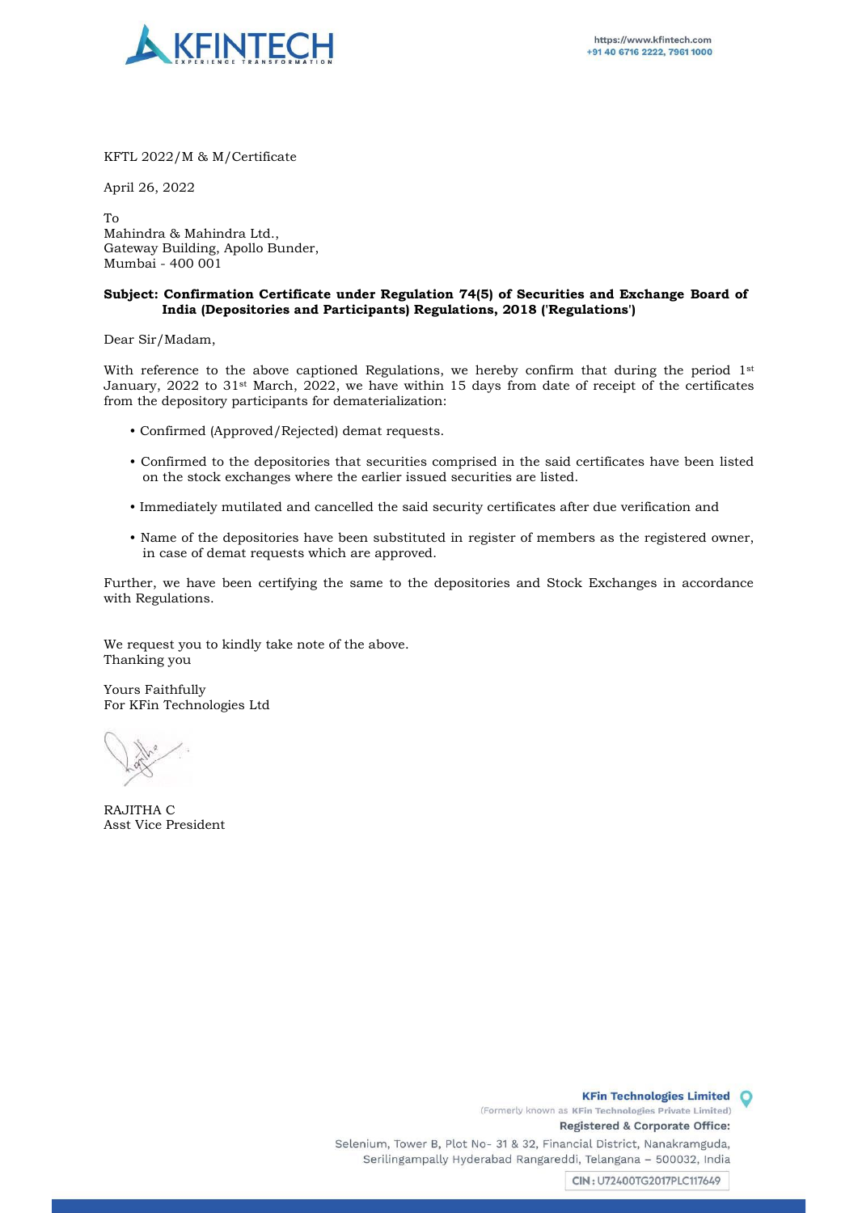KFTL 2022/M & M/Certificate

April 26, 2022

To
Mahindra & Mahindra Ltd.,
Gateway Building, Apollo Bunder,
Mumbai - 400 001

**Subject: Confirmation Certificate under Regulation 74(5) of Securities and Exchange Board of India (Depositories and Participants) Regulations, 2018 ('Regulations')**

Dear Sir/Madam,

With reference to the above captioned Regulations, we hereby confirm that during the period 1st January, 2022 to 31st March, 2022, we have within 15 days from date of receipt of the certificates from the depository participants for dematerialization:

- Confirmed (Approved/Rejected) demat requests.
- Confirmed to the depositories that securities comprised in the said certificates have been listed on the stock exchanges where the earlier issued securities are listed.
- Immediately mutilated and cancelled the said security certificates after due verification and
- Name of the depositories have been substituted in register of members as the registered owner, in case of demat requests which are approved.

Further, we have been certifying the same to the depositories and Stock Exchanges in accordance with Regulations.

We request you to kindly take note of the above.
Thanking you

Yours Faithfully
For KFin Technologies Ltd

RAJITHA C
Asst Vice President

**KFin Technologies Limited**
(Formerly known as KFin Technologies Private Limited)
**Registered & Corporate Office:**
Selenium, Tower B, Plot No- 31 & 32, Financial District, Nanakramguda, Serilingampally Hyderabad Rangareddi, Telangana – 500032, India
CIN: U72400TG2017PLC117649